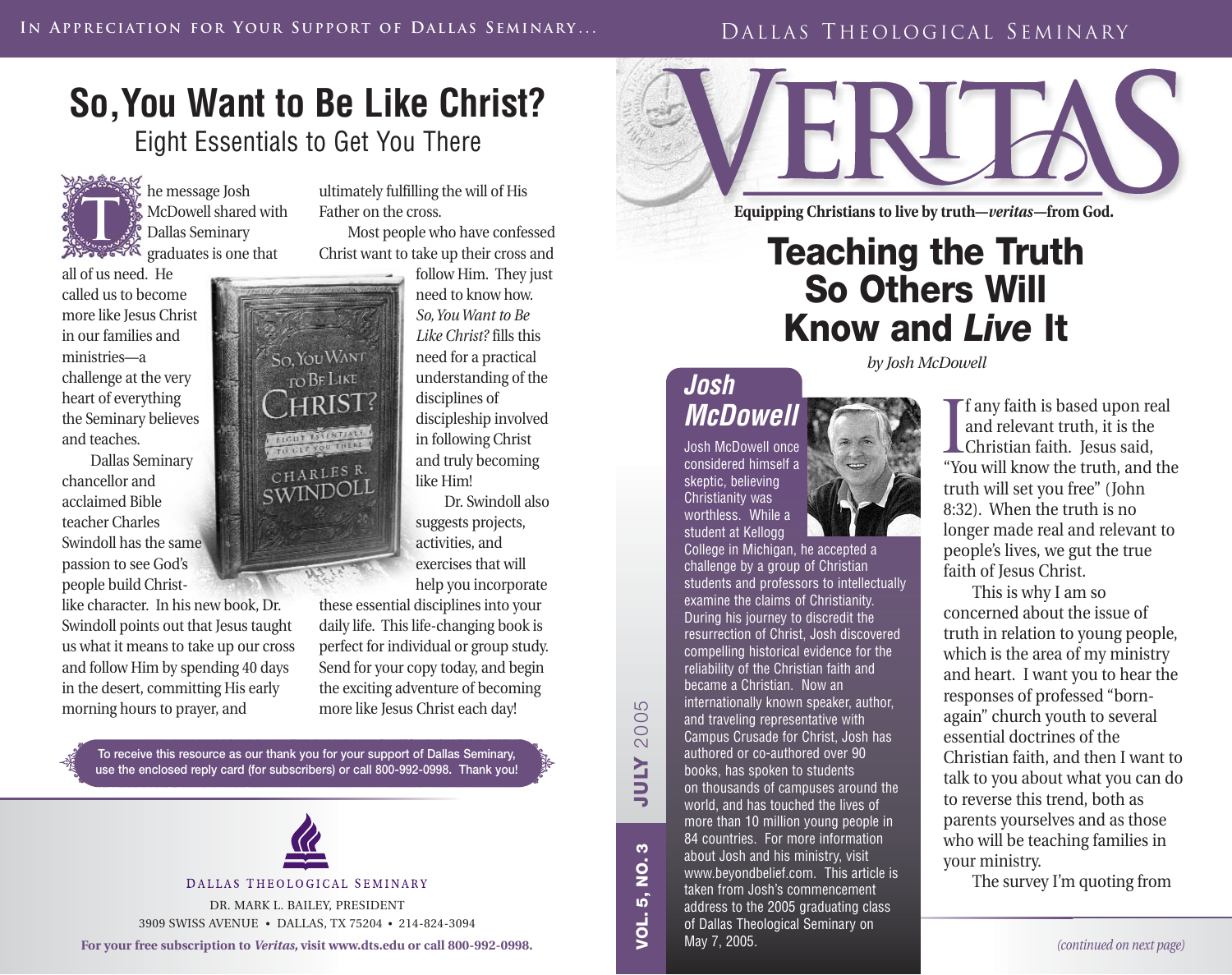In Appreciation for Your Support of Dallas Seminary...

# So, You Want to Be Like Christ?

## Eight Essentials to Get You There

The message Josh McDowell shared with Dallas Seminary graduates is one that all of us need. He called us to become more like Jesus Christ in our families and ministries—a challenge at the very heart of everything the Seminary believes and teaches.

Dallas Seminary chancellor and acclaimed Bible teacher Charles Swindoll has the same passion to see God's people build Christ-like character. In his new book, Dr. Swindoll points out that Jesus taught us what it means to take up our cross and follow Him by spending 40 days in the desert, committing His early morning hours to prayer, and ultimately fulfilling the will of His Father on the cross.

Most people who have confessed Christ want to take up their cross and follow Him. They just need to know how. *So, You Want to Be Like Christ?* fills this need for a practical understanding of the disciplines of discipleship involved in following Christ and truly becoming like Him!

Dr. Swindoll also suggests projects, activities, and exercises that will help you incorporate these essential disciplines into your daily life. This life-changing book is perfect for individual or group study. Send for your copy today, and begin the exciting adventure of becoming more like Jesus Christ each day!

To receive this resource as our thank you for your support of Dallas Seminary, use the enclosed reply card (for subscribers) or call 800-992-0998. Thank you!

DALLAS THEOLOGICAL SEMINARY

DR. MARK L. BAILEY, PRESIDENT
3909 SWISS AVENUE • DALLAS, TX 75204 • 214-824-3094

**For your free subscription to *Veritas*, visit www.dts.edu or call 800-992-0998.**

---

Dallas Theological Seminary

# VERITAS

**Equipping Christians to live by truth—*veritas*—from God.**

VOL. 5, NO. 3 — JULY 2005

# Teaching the Truth So Others Will Know and *Live* It

*by Josh McDowell*

### Josh McDowell

Josh McDowell once considered himself a skeptic, believing Christianity was worthless. While a student at Kellogg College in Michigan, he accepted a challenge by a group of Christian students and professors to intellectually examine the claims of Christianity. During his journey to discredit the resurrection of Christ, Josh discovered compelling historical evidence for the reliability of the Christian faith and became a Christian. Now an internationally known speaker, author, and traveling representative with Campus Crusade for Christ, Josh has authored or co-authored over 90 books, has spoken to students on thousands of campuses around the world, and has touched the lives of more than 10 million young people in 84 countries. For more information about Josh and his ministry, visit www.beyondbelief.com. This article is taken from Josh's commencement address to the 2005 graduating class of Dallas Theological Seminary on May 7, 2005.

If any faith is based upon real and relevant truth, it is the Christian faith. Jesus said, "You will know the truth, and the truth will set you free" (John 8:32). When the truth is no longer made real and relevant to people's lives, we gut the true faith of Jesus Christ.

This is why I am so concerned about the issue of truth in relation to young people, which is the area of my ministry and heart. I want you to hear the responses of professed "born-again" church youth to several essential doctrines of the Christian faith, and then I want to talk to you about what you can do to reverse this trend, both as parents yourselves and as those who will be teaching families in your ministry.

The survey I'm quoting from

*(continued on next page)*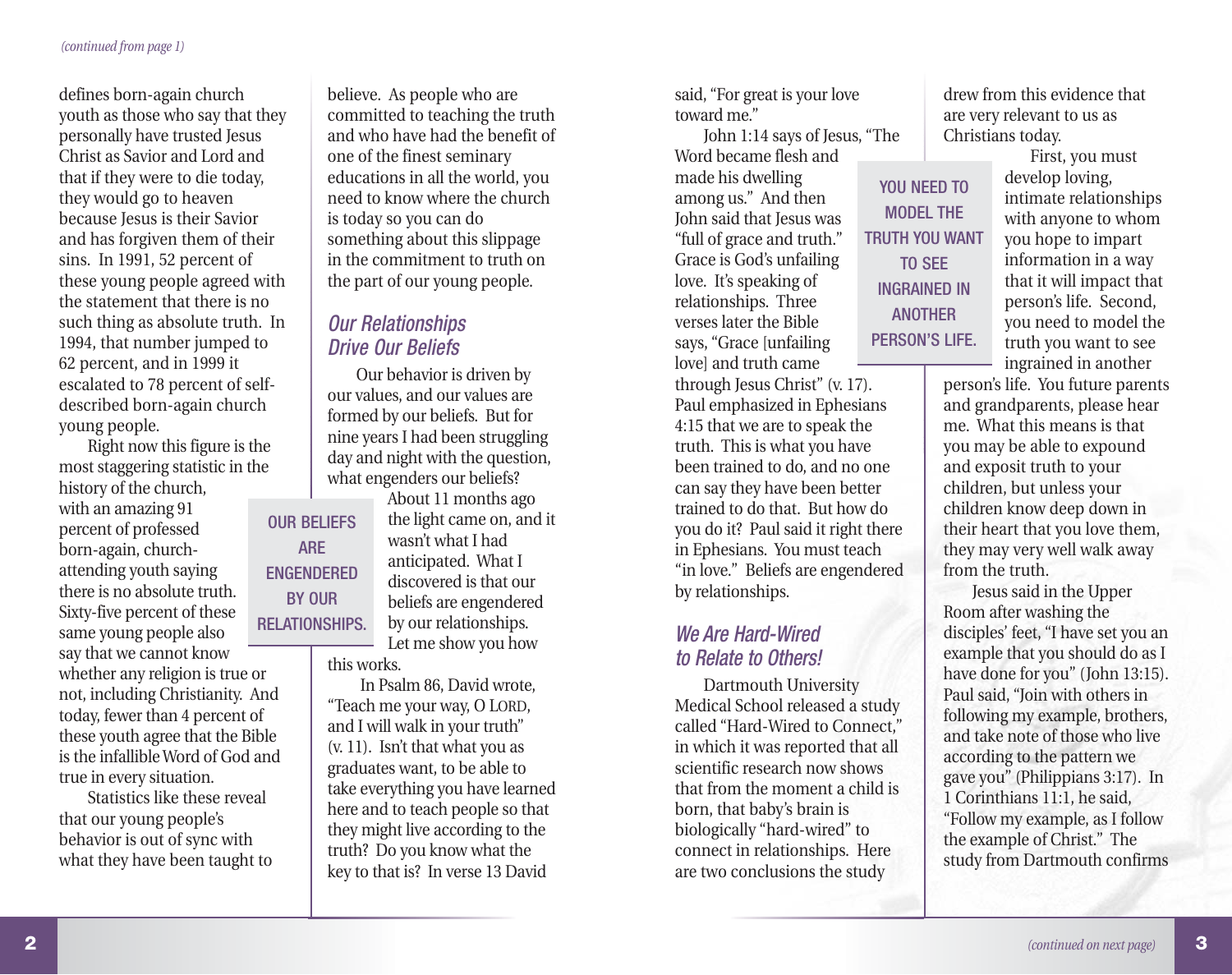*(continued from page 1)*

defines born-again church youth as those who say that they personally have trusted Jesus Christ as Savior and Lord and that if they were to die today, they would go to heaven because Jesus is their Savior and has forgiven them of their sins. In 1991, 52 percent of these young people agreed with the statement that there is no such thing as absolute truth. In 1994, that number jumped to 62 percent, and in 1999 it escalated to 78 percent of self-described born-again church young people.

Right now this figure is the most staggering statistic in the history of the church, with an amazing 91 percent of professed born-again, church-attending youth saying there is no absolute truth. Sixty-five percent of these same young people also say that we cannot know whether any religion is true or not, including Christianity. And today, fewer than 4 percent of these youth agree that the Bible is the infallible Word of God and true in every situation.

Statistics like these reveal that our young people's behavior is out of sync with what they have been taught to believe. As people who are committed to teaching the truth and who have had the benefit of one of the finest seminary educations in all the world, you need to know where the church is today so you can do something about this slippage in the commitment to truth on the part of our young people.

## *Our Relationships Drive Our Beliefs*

Our behavior is driven by our values, and our values are formed by our beliefs. But for nine years I had been struggling day and night with the question, what engenders our beliefs?

> OUR BELIEFS ARE ENGENDERED BY OUR RELATIONSHIPS.

About 11 months ago the light came on, and it wasn't what I had anticipated. What I discovered is that our beliefs are engendered by our relationships. Let me show you how this works.

In Psalm 86, David wrote, "Teach me your way, O LORD, and I will walk in your truth" (v. 11). Isn't that what you as graduates want, to be able to take everything you have learned here and to teach people so that they might live according to the truth? Do you know what the key to that is? In verse 13 David said, "For great is your love toward me."

John 1:14 says of Jesus, "The Word became flesh and made his dwelling among us." And then John said that Jesus was "full of grace and truth." Grace is God's unfailing love. It's speaking of relationships. Three verses later the Bible says, "Grace [unfailing love] and truth came through Jesus Christ" (v. 17). Paul emphasized in Ephesians 4:15 that we are to speak the truth. This is what you have been trained to do, and no one can say they have been better trained to do that. But how do you do it? Paul said it right there in Ephesians. You must teach "in love." Beliefs are engendered by relationships.

## *We Are Hard-Wired to Relate to Others!*

Dartmouth University Medical School released a study called "Hard-Wired to Connect," in which it was reported that all scientific research now shows that from the moment a child is born, that baby's brain is biologically "hard-wired" to connect in relationships. Here are two conclusions the study drew from this evidence that are very relevant to us as Christians today.

> YOU NEED TO MODEL THE TRUTH YOU WANT TO SEE INGRAINED IN ANOTHER PERSON'S LIFE.

First, you must develop loving, intimate relationships with anyone to whom you hope to impart information in a way that it will impact that person's life. Second, you need to model the truth you want to see ingrained in another person's life. You future parents and grandparents, please hear me. What this means is that you may be able to expound and exposit truth to your children, but unless your children know deep down in their heart that you love them, they may very well walk away from the truth.

Jesus said in the Upper Room after washing the disciples' feet, "I have set you an example that you should do as I have done for you" (John 13:15). Paul said, "Join with others in following my example, brothers, and take note of those who live according to the pattern we gave you" (Philippians 3:17). In 1 Corinthians 11:1, he said, "Follow my example, as I follow the example of Christ." The study from Dartmouth confirms

*(continued on next page)*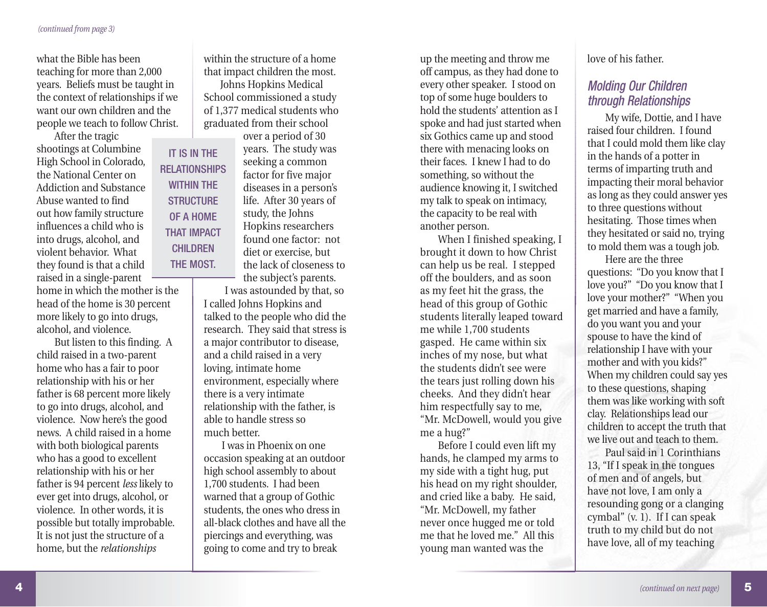*(continued from page 3)*

what the Bible has been teaching for more than 2,000 years. Beliefs must be taught in the context of relationships if we want our own children and the people we teach to follow Christ.

After the tragic shootings at Columbine High School in Colorado, the National Center on Addiction and Substance Abuse wanted to find out how family structure influences a child who is into drugs, alcohol, and violent behavior. What they found is that a child raised in a single-parent home in which the mother is the head of the home is 30 percent more likely to go into drugs, alcohol, and violence.

But listen to this finding. A child raised in a two-parent home who has a fair to poor relationship with his or her father is 68 percent more likely to go into drugs, alcohol, and violence. Now here's the good news. A child raised in a home with both biological parents who has a good to excellent relationship with his or her father is 94 percent *less* likely to ever get into drugs, alcohol, or violence. In other words, it is possible but totally improbable. It is not just the structure of a home, but the *relationships* within the structure of a home that impact children the most.

IT IS IN THE RELATIONSHIPS WITHIN THE STRUCTURE OF A HOME THAT IMPACT CHILDREN THE MOST.

Johns Hopkins Medical School commissioned a study of 1,377 medical students who graduated from their school over a period of 30 years. The study was seeking a common factor for five major diseases in a person's life. After 30 years of study, the Johns Hopkins researchers found one factor: not diet or exercise, but the lack of closeness to the subject's parents.

I was astounded by that, so I called Johns Hopkins and talked to the people who did the research. They said that stress is a major contributor to disease, and a child raised in a very loving, intimate home environment, especially where there is a very intimate relationship with the father, is able to handle stress so much better.

I was in Phoenix on one occasion speaking at an outdoor high school assembly to about 1,700 students. I had been warned that a group of Gothic students, the ones who dress in all-black clothes and have all the piercings and everything, was going to come and try to break up the meeting and throw me off campus, as they had done to every other speaker. I stood on top of some huge boulders to hold the students' attention as I spoke and had just started when six Gothics came up and stood there with menacing looks on their faces. I knew I had to do something, so without the audience knowing it, I switched my talk to speak on intimacy, the capacity to be real with another person.

When I finished speaking, I brought it down to how Christ can help us be real. I stepped off the boulders, and as soon as my feet hit the grass, the head of this group of Gothic students literally leaped toward me while 1,700 students gasped. He came within six inches of my nose, but what the students didn't see were the tears just rolling down his cheeks. And they didn't hear him respectfully say to me, "Mr. McDowell, would you give me a hug?"

Before I could even lift my hands, he clamped my arms to my side with a tight hug, put his head on my right shoulder, and cried like a baby. He said, "Mr. McDowell, my father never once hugged me or told me that he loved me." All this young man wanted was the love of his father.

## Molding Our Children through Relationships

My wife, Dottie, and I have raised four children. I found that I could mold them like clay in the hands of a potter in terms of imparting truth and impacting their moral behavior as long as they could answer yes to three questions without hesitating. Those times when they hesitated or said no, trying to mold them was a tough job.

Here are the three questions: "Do you know that I love you?" "Do you know that I love your mother?" "When you get married and have a family, do you want you and your spouse to have the kind of relationship I have with your mother and with you kids?" When my children could say yes to these questions, shaping them was like working with soft clay. Relationships lead our children to accept the truth that we live out and teach to them.

Paul said in 1 Corinthians 13, "If I speak in the tongues of men and of angels, but have not love, I am only a resounding gong or a clanging cymbal" (v. 1). If I can speak truth to my child but do not have love, all of my teaching

*(continued on next page)*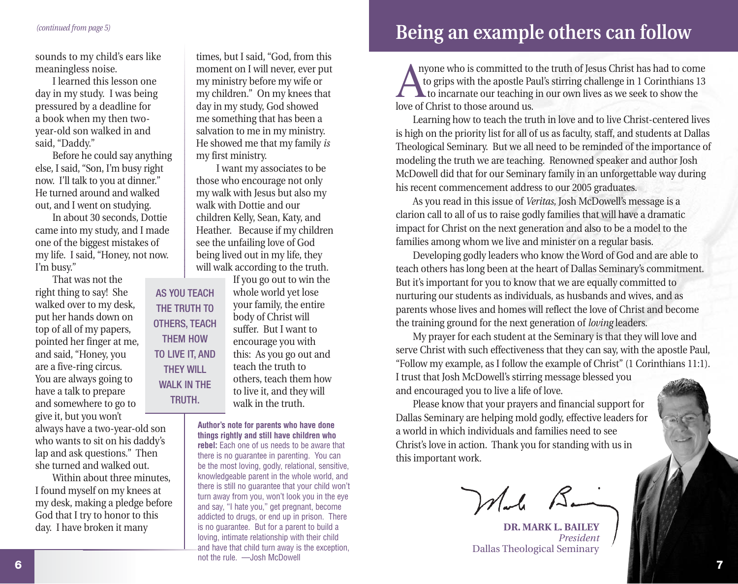*(continued from page 5)*

sounds to my child's ears like meaningless noise.

I learned this lesson one day in my study. I was being pressured by a deadline for a book when my then two-year-old son walked in and said, "Daddy."

Before he could say anything else, I said, "Son, I'm busy right now. I'll talk to you at dinner." He turned around and walked out, and I went on studying.

In about 30 seconds, Dottie came into my study, and I made one of the biggest mistakes of my life. I said, "Honey, not now. I'm busy."

That was not the right thing to say! She walked over to my desk, put her hands down on top of all of my papers, pointed her finger at me, and said, "Honey, you are a five-ring circus. You are always going to have a talk to prepare and somewhere to go to give it, but you won't always have a two-year-old son who wants to sit on his daddy's lap and ask questions." Then she turned and walked out.

Within about three minutes, I found myself on my knees at my desk, making a pledge before God that I try to honor to this day. I have broken it many times, but I said, "God, from this moment on I will never, ever put my ministry before my wife or my children." On my knees that day in my study, God showed me something that has been a salvation to me in my ministry. He showed me that my family *is* my first ministry.

I want my associates to be those who encourage not only my walk with Jesus but also my walk with Dottie and our children Kelly, Sean, Katy, and Heather. Because if my children see the unfailing love of God being lived out in my life, they will walk according to the truth.

If you go out to win the whole world yet lose your family, the entire body of Christ will suffer. But I want to encourage you with this: As you go out and teach the truth to others, teach them how to live it, and they will walk in the truth.

**AS YOU TEACH THE TRUTH TO OTHERS, TEACH THEM HOW TO LIVE IT, AND THEY WILL WALK IN THE TRUTH.**

**Author's note for parents who have done things rightly and still have children who rebel:** Each one of us needs to be aware that there is no guarantee in parenting. You can be the most loving, godly, relational, sensitive, knowledgeable parent in the whole world, and there is still no guarantee that your child won't turn away from you, won't look you in the eye and say, "I hate you," get pregnant, become addicted to drugs, or end up in prison. There is no guarantee. But for a parent to build a loving, intimate relationship with their child and have that child turn away is the exception, not the rule. —Josh McDowell

# Being an example others can follow

Anyone who is committed to the truth of Jesus Christ has had to come to grips with the apostle Paul's stirring challenge in 1 Corinthians 13 to incarnate our teaching in our own lives as we seek to show the love of Christ to those around us.

Learning how to teach the truth in love and to live Christ-centered lives is high on the priority list for all of us as faculty, staff, and students at Dallas Theological Seminary. But we all need to be reminded of the importance of modeling the truth we are teaching. Renowned speaker and author Josh McDowell did that for our Seminary family in an unforgettable way during his recent commencement address to our 2005 graduates.

As you read in this issue of *Veritas,* Josh McDowell's message is a clarion call to all of us to raise godly families that will have a dramatic impact for Christ on the next generation and also to be a model to the families among whom we live and minister on a regular basis.

Developing godly leaders who know the Word of God and are able to teach others has long been at the heart of Dallas Seminary's commitment. But it's important for you to know that we are equally committed to nurturing our students as individuals, as husbands and wives, and as parents whose lives and homes will reflect the love of Christ and become the training ground for the next generation of *loving* leaders.

My prayer for each student at the Seminary is that they will love and serve Christ with such effectiveness that they can say, with the apostle Paul, "Follow my example, as I follow the example of Christ" (1 Corinthians 11:1). I trust that Josh McDowell's stirring message blessed you and encouraged you to live a life of love.

Please know that your prayers and financial support for Dallas Seminary are helping mold godly, effective leaders for a world in which individuals and families need to see Christ's love in action. Thank you for standing with us in this important work.

**DR. MARK L. BAILEY**
*President*
Dallas Theological Seminary